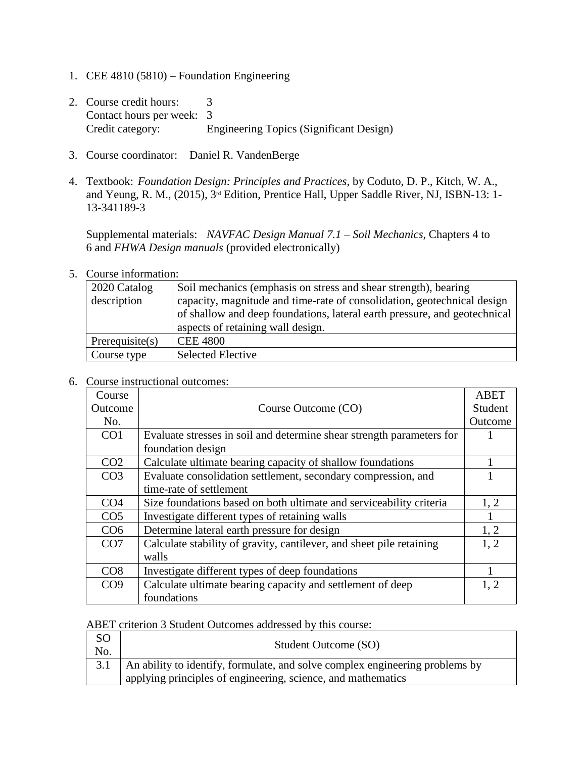1. CEE 4810 (5810) – Foundation Engineering

2. Course credit hours: 3
   Contact hours per week: 3
   Credit category: Engineering Topics (Significant Design)

3. Course coordinator: Daniel R. VandenBerge

4. Textbook: *Foundation Design: Principles and Practices*, by Coduto, D. P., Kitch, W. A., and Yeung, R. M., (2015), 3rd Edition, Prentice Hall, Upper Saddle River, NJ, ISBN-13: 1-13-341189-3

   Supplemental materials: *NAVFAC Design Manual 7.1 – Soil Mechanics*, Chapters 4 to 6 and *FHWA Design manuals* (provided electronically)

5. Course information:

| 2020 Catalog description | Soil mechanics (emphasis on stress and shear strength), bearing capacity, magnitude and time-rate of consolidation, geotechnical design of shallow and deep foundations, lateral earth pressure, and geotechnical aspects of retaining wall design. |
|---|---|
| Prerequisite(s) | CEE 4800 |
| Course type | Selected Elective |

6. Course instructional outcomes:

| Course Outcome No. | Course Outcome (CO) | ABET Student Outcome |
|---|---|---|
| CO1 | Evaluate stresses in soil and determine shear strength parameters for foundation design | 1 |
| CO2 | Calculate ultimate bearing capacity of shallow foundations | 1 |
| CO3 | Evaluate consolidation settlement, secondary compression, and time-rate of settlement | 1 |
| CO4 | Size foundations based on both ultimate and serviceability criteria | 1, 2 |
| CO5 | Investigate different types of retaining walls | 1 |
| CO6 | Determine lateral earth pressure for design | 1, 2 |
| CO7 | Calculate stability of gravity, cantilever, and sheet pile retaining walls | 1, 2 |
| CO8 | Investigate different types of deep foundations | 1 |
| CO9 | Calculate ultimate bearing capacity and settlement of deep foundations | 1, 2 |

ABET criterion 3 Student Outcomes addressed by this course:

| SO No. | Student Outcome (SO) |
|---|---|
| 3.1 | An ability to identify, formulate, and solve complex engineering problems by applying principles of engineering, science, and mathematics |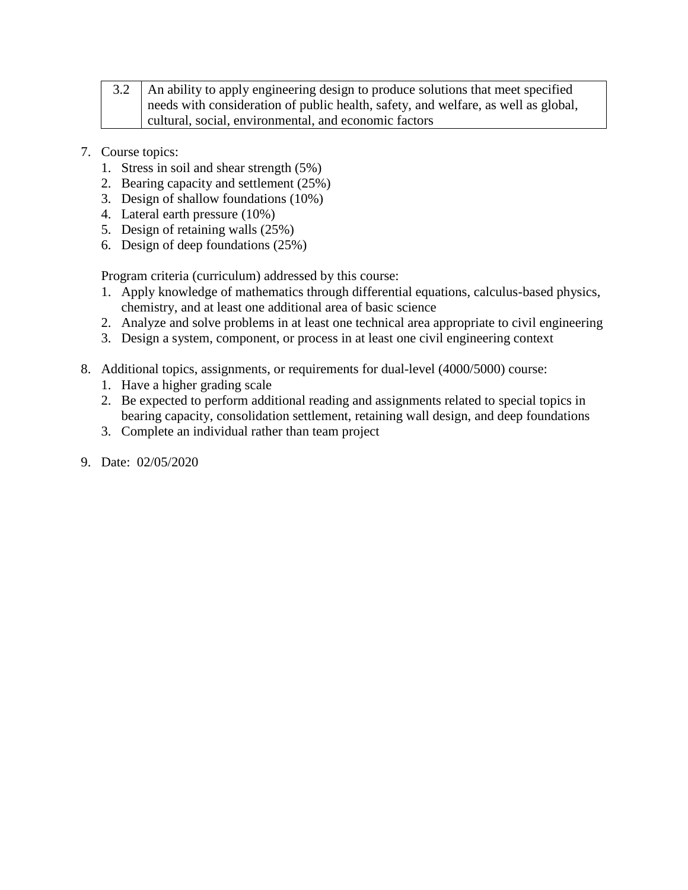| | |
|---|---|
| 3.2 | An ability to apply engineering design to produce solutions that meet specified needs with consideration of public health, safety, and welfare, as well as global, cultural, social, environmental, and economic factors |

7. Course topics:
    1. Stress in soil and shear strength (5%)
    2. Bearing capacity and settlement (25%)
    3. Design of shallow foundations (10%)
    4. Lateral earth pressure (10%)
    5. Design of retaining walls (25%)
    6. Design of deep foundations (25%)

    Program criteria (curriculum) addressed by this course:
    1. Apply knowledge of mathematics through differential equations, calculus-based physics, chemistry, and at least one additional area of basic science
    2. Analyze and solve problems in at least one technical area appropriate to civil engineering
    3. Design a system, component, or process in at least one civil engineering context

8. Additional topics, assignments, or requirements for dual-level (4000/5000) course:
    1. Have a higher grading scale
    2. Be expected to perform additional reading and assignments related to special topics in bearing capacity, consolidation settlement, retaining wall design, and deep foundations
    3. Complete an individual rather than team project

9. Date: 02/05/2020